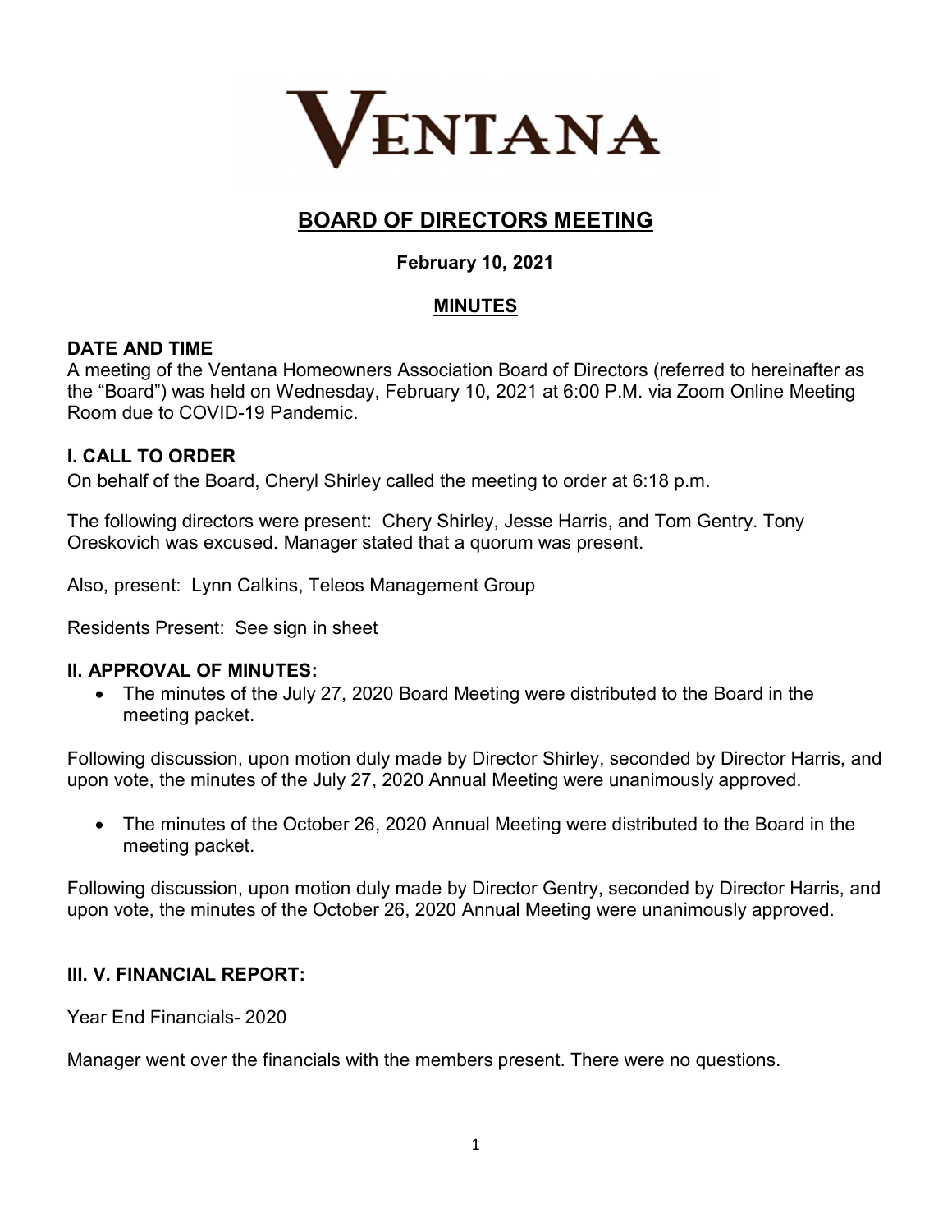# VENTANA

## BOARD OF DIRECTORS MEETING

**February 10, 2021**

**MINUTES**

### DATE AND TIME

A meeting of the Ventana Homeowners Association Board of Directors (referred to hereinafter as the "Board") was held on Wednesday, February 10, 2021 at 6:00 P.M. via Zoom Online Meeting Room due to COVID-19 Pandemic.

### I. CALL TO ORDER

On behalf of the Board, Cheryl Shirley called the meeting to order at 6:18 p.m.

The following directors were present: Chery Shirley, Jesse Harris, and Tom Gentry. Tony Oreskovich was excused. Manager stated that a quorum was present.

Also, present: Lynn Calkins, Teleos Management Group

Residents Present: See sign in sheet

### II. APPROVAL OF MINUTES:

- The minutes of the July 27, 2020 Board Meeting were distributed to the Board in the meeting packet.

Following discussion, upon motion duly made by Director Shirley, seconded by Director Harris, and upon vote, the minutes of the July 27, 2020 Annual Meeting were unanimously approved.

- The minutes of the October 26, 2020 Annual Meeting were distributed to the Board in the meeting packet.

Following discussion, upon motion duly made by Director Gentry, seconded by Director Harris, and upon vote, the minutes of the October 26, 2020 Annual Meeting were unanimously approved.

### III. V. FINANCIAL REPORT:

Year End Financials- 2020

Manager went over the financials with the members present. There were no questions.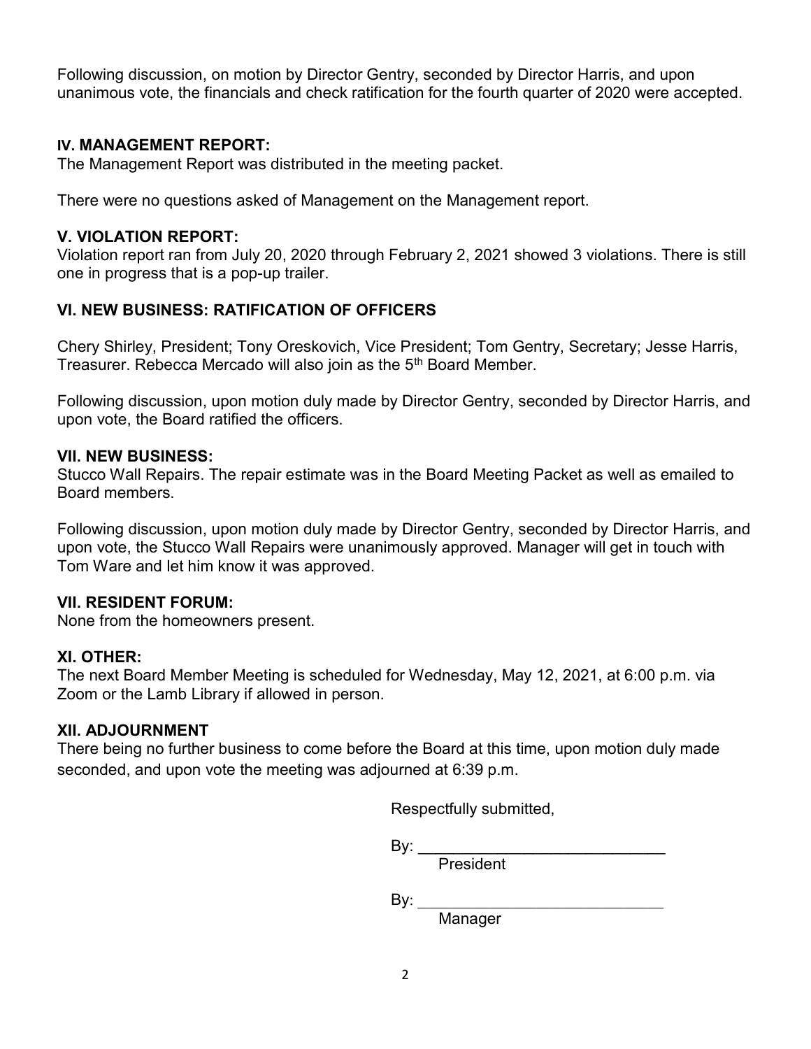Following discussion, on motion by Director Gentry, seconded by Director Harris, and upon unanimous vote, the financials and check ratification for the fourth quarter of 2020 were accepted.

### IV. MANAGEMENT REPORT:

The Management Report was distributed in the meeting packet.

There were no questions asked of Management on the Management report.

### V. VIOLATION REPORT:

Violation report ran from July 20, 2020 through February 2, 2021 showed 3 violations. There is still one in progress that is a pop-up trailer.

### VI. NEW BUSINESS: RATIFICATION OF OFFICERS

Chery Shirley, President; Tony Oreskovich, Vice President; Tom Gentry, Secretary; Jesse Harris, Treasurer. Rebecca Mercado will also join as the 5th Board Member.

Following discussion, upon motion duly made by Director Gentry, seconded by Director Harris, and upon vote, the Board ratified the officers.

### VII. NEW BUSINESS:

Stucco Wall Repairs. The repair estimate was in the Board Meeting Packet as well as emailed to Board members.

Following discussion, upon motion duly made by Director Gentry, seconded by Director Harris, and upon vote, the Stucco Wall Repairs were unanimously approved. Manager will get in touch with Tom Ware and let him know it was approved.

### VII. RESIDENT FORUM:

None from the homeowners present.

### XI. OTHER:

The next Board Member Meeting is scheduled for Wednesday, May 12, 2021, at 6:00 p.m. via Zoom or the Lamb Library if allowed in person.

### XII. ADJOURNMENT

There being no further business to come before the Board at this time, upon motion duly made seconded, and upon vote the meeting was adjourned at 6:39 p.m.

Respectfully submitted,

By: ____________________________
President

By: ____________________________
Manager